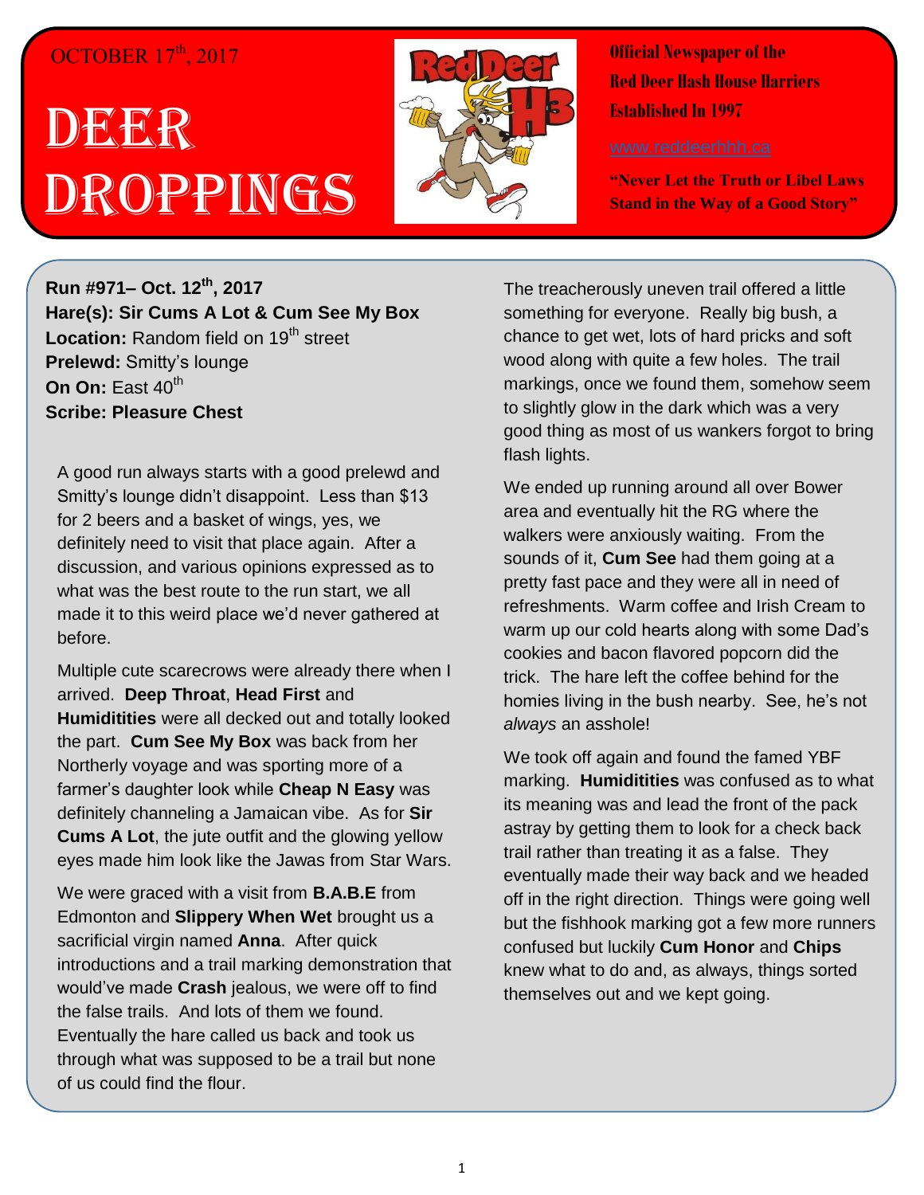OCTOBER 17th, 2017

# DEER DROPPINGS

**Official Newspaper of the Red Deer Hash House Harriers Established In 1997**

www.reddeerhhh.ca

**"Never Let the Truth or Libel Laws Stand in the Way of a Good Story"**

**Run #971– Oct. 12th, 2017**
**Hare(s): Sir Cums A Lot & Cum See My Box**
**Location:** Random field on 19th street
**Prelewd:** Smitty's lounge
**On On:** East 40th
**Scribe: Pleasure Chest**

A good run always starts with a good prelewd and Smitty's lounge didn't disappoint. Less than $13 for 2 beers and a basket of wings, yes, we definitely need to visit that place again. After a discussion, and various opinions expressed as to what was the best route to the run start, we all made it to this weird place we'd never gathered at before.

Multiple cute scarecrows were already there when I arrived. **Deep Throat**, **Head First** and **Humiditities** were all decked out and totally looked the part. **Cum See My Box** was back from her Northerly voyage and was sporting more of a farmer's daughter look while **Cheap N Easy** was definitely channeling a Jamaican vibe. As for **Sir Cums A Lot**, the jute outfit and the glowing yellow eyes made him look like the Jawas from Star Wars.

We were graced with a visit from **B.A.B.E** from Edmonton and **Slippery When Wet** brought us a sacrificial virgin named **Anna**. After quick introductions and a trail marking demonstration that would've made **Crash** jealous, we were off to find the false trails. And lots of them we found. Eventually the hare called us back and took us through what was supposed to be a trail but none of us could find the flour.

The treacherously uneven trail offered a little something for everyone. Really big bush, a chance to get wet, lots of hard pricks and soft wood along with quite a few holes. The trail markings, once we found them, somehow seem to slightly glow in the dark which was a very good thing as most of us wankers forgot to bring flash lights.

We ended up running around all over Bower area and eventually hit the RG where the walkers were anxiously waiting. From the sounds of it, **Cum See** had them going at a pretty fast pace and they were all in need of refreshments. Warm coffee and Irish Cream to warm up our cold hearts along with some Dad's cookies and bacon flavored popcorn did the trick. The hare left the coffee behind for the homies living in the bush nearby. See, he's not *always* an asshole!

We took off again and found the famed YBF marking. **Humiditities** was confused as to what its meaning was and lead the front of the pack astray by getting them to look for a check back trail rather than treating it as a false. They eventually made their way back and we headed off in the right direction. Things were going well but the fishhook marking got a few more runners confused but luckily **Cum Honor** and **Chips** knew what to do and, as always, things sorted themselves out and we kept going.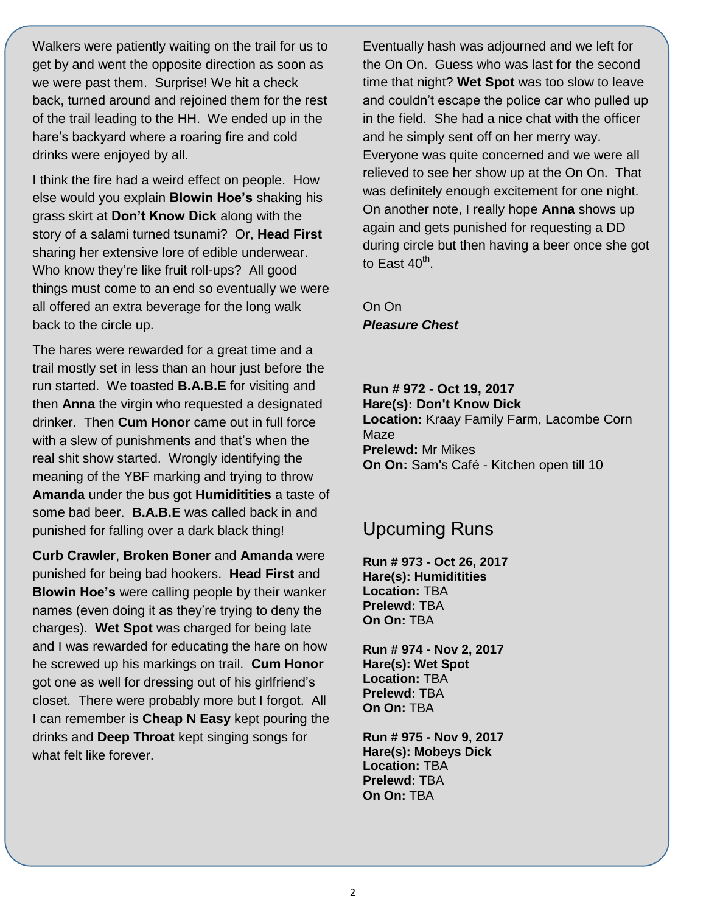Walkers were patiently waiting on the trail for us to get by and went the opposite direction as soon as we were past them. Surprise! We hit a check back, turned around and rejoined them for the rest of the trail leading to the HH. We ended up in the hare's backyard where a roaring fire and cold drinks were enjoyed by all.

I think the fire had a weird effect on people. How else would you explain **Blowin Hoe's** shaking his grass skirt at **Don't Know Dick** along with the story of a salami turned tsunami? Or, **Head First** sharing her extensive lore of edible underwear. Who know they're like fruit roll-ups? All good things must come to an end so eventually we were all offered an extra beverage for the long walk back to the circle up.

The hares were rewarded for a great time and a trail mostly set in less than an hour just before the run started. We toasted **B.A.B.E** for visiting and then **Anna** the virgin who requested a designated drinker. Then **Cum Honor** came out in full force with a slew of punishments and that's when the real shit show started. Wrongly identifying the meaning of the YBF marking and trying to throw **Amanda** under the bus got **Humiditities** a taste of some bad beer. **B.A.B.E** was called back in and punished for falling over a dark black thing!

**Curb Crawler**, **Broken Boner** and **Amanda** were punished for being bad hookers. **Head First** and **Blowin Hoe's** were calling people by their wanker names (even doing it as they're trying to deny the charges). **Wet Spot** was charged for being late and I was rewarded for educating the hare on how he screwed up his markings on trail. **Cum Honor** got one as well for dressing out of his girlfriend's closet. There were probably more but I forgot. All I can remember is **Cheap N Easy** kept pouring the drinks and **Deep Throat** kept singing songs for what felt like forever.

Eventually hash was adjourned and we left for the On On. Guess who was last for the second time that night? **Wet Spot** was too slow to leave and couldn't escape the police car who pulled up in the field. She had a nice chat with the officer and he simply sent off on her merry way. Everyone was quite concerned and we were all relieved to see her show up at the On On. That was definitely enough excitement for one night. On another note, I really hope **Anna** shows up again and gets punished for requesting a DD during circle but then having a beer once she got to East 40th.

On On
***Pleasure Chest***

**Run # 972 - Oct 19, 2017**
**Hare(s): Don't Know Dick**
**Location:** Kraay Family Farm, Lacombe Corn Maze
**Prelewd:** Mr Mikes
**On On:** Sam's Café - Kitchen open till 10

## Upcuming Runs

**Run # 973 - Oct 26, 2017**
**Hare(s): Humiditities**
**Location:** TBA
**Prelewd:** TBA
**On On:** TBA

**Run # 974 - Nov 2, 2017**
**Hare(s): Wet Spot**
**Location:** TBA
**Prelewd:** TBA
**On On:** TBA

**Run # 975 - Nov 9, 2017**
**Hare(s): Mobeys Dick**
**Location:** TBA
**Prelewd:** TBA
**On On:** TBA